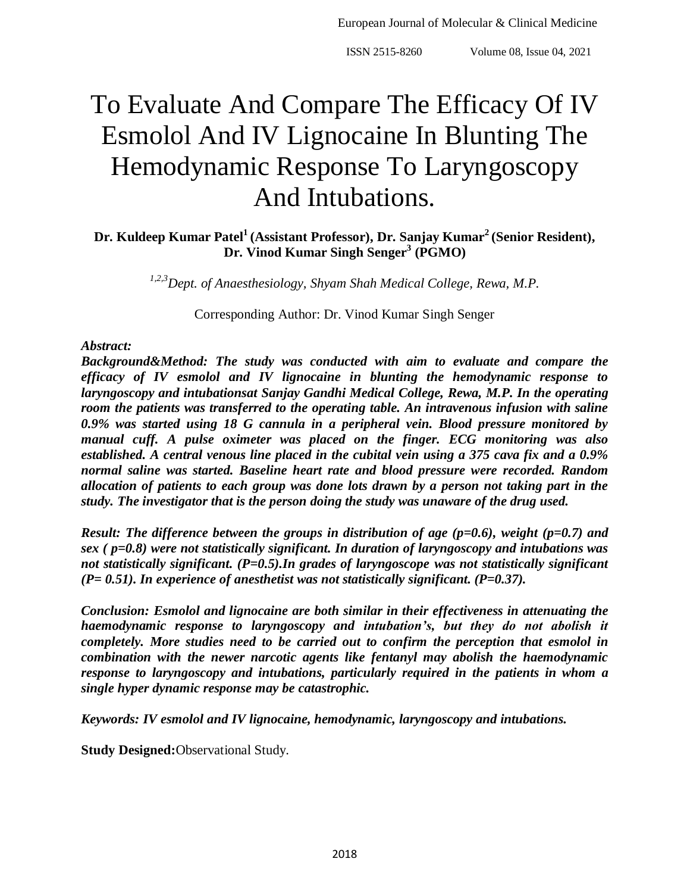# To Evaluate And Compare The Efficacy Of IV Esmolol And IV Lignocaine In Blunting The Hemodynamic Response To Laryngoscopy And Intubations.

**Dr. Kuldeep Kumar Patel[1] (Assistant Professor), Dr. Sanjay Kumar[2] (Senior Resident), Dr. Vinod Kumar Singh Senger[3] (PGMO)**

[1,2,3]*Dept. of Anaesthesiology, Shyam Shah Medical College, Rewa, M.P.*

Corresponding Author: Dr. Vinod Kumar Singh Senger

***Abstract:***

***Background&Method: The study was conducted with aim to evaluate and compare the efficacy of IV esmolol and IV lignocaine in blunting the hemodynamic response to laryngoscopy and intubationsat Sanjay Gandhi Medical College, Rewa, M.P. In the operating room the patients was transferred to the operating table. An intravenous infusion with saline 0.9% was started using 18 G cannula in a peripheral vein. Blood pressure monitored by manual cuff. A pulse oximeter was placed on the finger. ECG monitoring was also established. A central venous line placed in the cubital vein using a 375 cava fix and a 0.9% normal saline was started. Baseline heart rate and blood pressure were recorded. Random allocation of patients to each group was done lots drawn by a person not taking part in the study. The investigator that is the person doing the study was unaware of the drug used.***

***Result: The difference between the groups in distribution of age (p=0.6), weight (p=0.7) and sex ( p=0.8) were not statistically significant. In duration of laryngoscopy and intubations was not statistically significant. (P=0.5).In grades of laryngoscope was not statistically significant (P= 0.51). In experience of anesthetist was not statistically significant. (P=0.37).***

***Conclusion: Esmolol and lignocaine are both similar in their effectiveness in attenuating the haemodynamic response to laryngoscopy and intubation's, but they do not abolish it completely. More studies need to be carried out to confirm the perception that esmolol in combination with the newer narcotic agents like fentanyl may abolish the haemodynamic response to laryngoscopy and intubations, particularly required in the patients in whom a single hyper dynamic response may be catastrophic.***

***Keywords: IV esmolol and IV lignocaine, hemodynamic, laryngoscopy and intubations.***

**Study Designed:**Observational Study.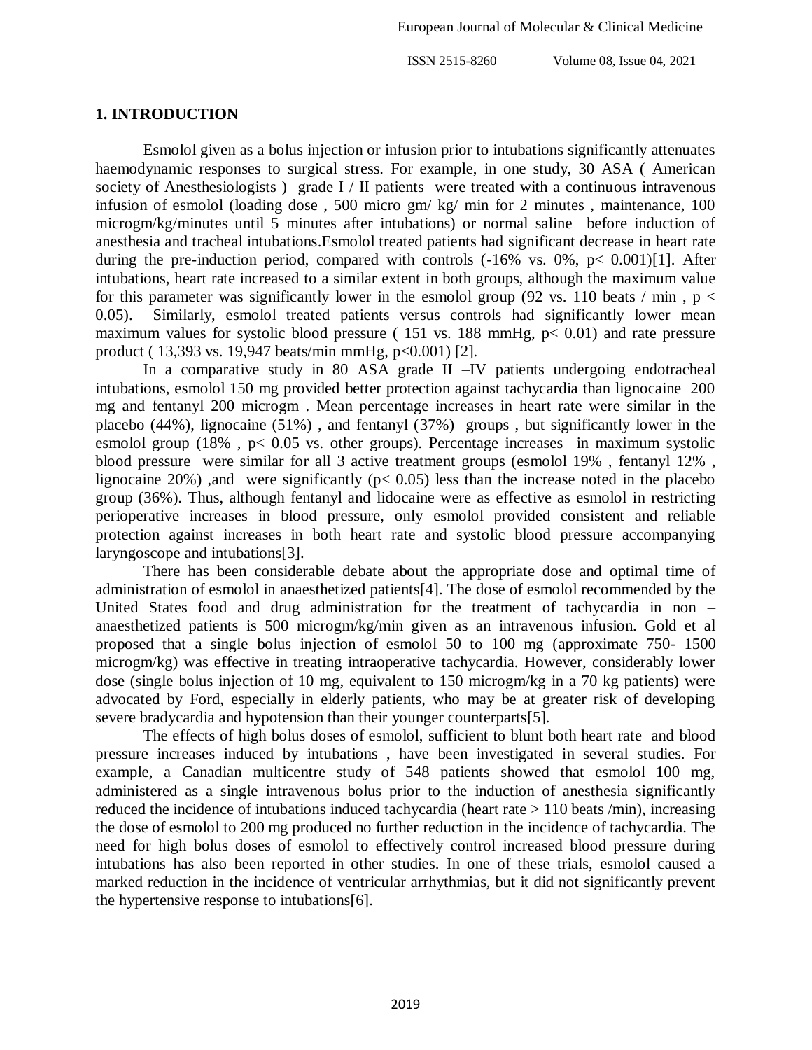## 1. INTRODUCTION

Esmolol given as a bolus injection or infusion prior to intubations significantly attenuates haemodynamic responses to surgical stress. For example, in one study, 30 ASA ( American society of Anesthesiologists ) grade I / II patients were treated with a continuous intravenous infusion of esmolol (loading dose , 500 micro gm/ kg/ min for 2 minutes , maintenance, 100 microgm/kg/minutes until 5 minutes after intubations) or normal saline before induction of anesthesia and tracheal intubations.Esmolol treated patients had significant decrease in heart rate during the pre-induction period, compared with controls (-16% vs. 0%, $p< 0.001$)[1]. After intubations, heart rate increased to a similar extent in both groups, although the maximum value for this parameter was significantly lower in the esmolol group (92 vs. 110 beats / min , $p < 0.05$). Similarly, esmolol treated patients versus controls had significantly lower mean maximum values for systolic blood pressure ( 151 vs. 188 mmHg, $p< 0.01$) and rate pressure product ( 13,393 vs. 19,947 beats/min mmHg, $p<0.001$) [2].

In a comparative study in 80 ASA grade II –IV patients undergoing endotracheal intubations, esmolol 150 mg provided better protection against tachycardia than lignocaine 200 mg and fentanyl 200 microgm . Mean percentage increases in heart rate were similar in the placebo (44%), lignocaine (51%) , and fentanyl (37%) groups , but significantly lower in the esmolol group (18% , $p< 0.05$ vs. other groups). Percentage increases in maximum systolic blood pressure were similar for all 3 active treatment groups (esmolol 19% , fentanyl 12% , lignocaine 20%) ,and were significantly ($p< 0.05$) less than the increase noted in the placebo group (36%). Thus, although fentanyl and lidocaine were as effective as esmolol in restricting perioperative increases in blood pressure, only esmolol provided consistent and reliable protection against increases in both heart rate and systolic blood pressure accompanying laryngoscope and intubations[3].

There has been considerable debate about the appropriate dose and optimal time of administration of esmolol in anaesthetized patients[4]. The dose of esmolol recommended by the United States food and drug administration for the treatment of tachycardia in non – anaesthetized patients is 500 microgm/kg/min given as an intravenous infusion. Gold et al proposed that a single bolus injection of esmolol 50 to 100 mg (approximate 750- 1500 microgm/kg) was effective in treating intraoperative tachycardia. However, considerably lower dose (single bolus injection of 10 mg, equivalent to 150 microgm/kg in a 70 kg patients) were advocated by Ford, especially in elderly patients, who may be at greater risk of developing severe bradycardia and hypotension than their younger counterparts[5].

The effects of high bolus doses of esmolol, sufficient to blunt both heart rate and blood pressure increases induced by intubations , have been investigated in several studies. For example, a Canadian multicentre study of 548 patients showed that esmolol 100 mg, administered as a single intravenous bolus prior to the induction of anesthesia significantly reduced the incidence of intubations induced tachycardia (heart rate > 110 beats /min), increasing the dose of esmolol to 200 mg produced no further reduction in the incidence of tachycardia. The need for high bolus doses of esmolol to effectively control increased blood pressure during intubations has also been reported in other studies. In one of these trials, esmolol caused a marked reduction in the incidence of ventricular arrhythmias, but it did not significantly prevent the hypertensive response to intubations[6].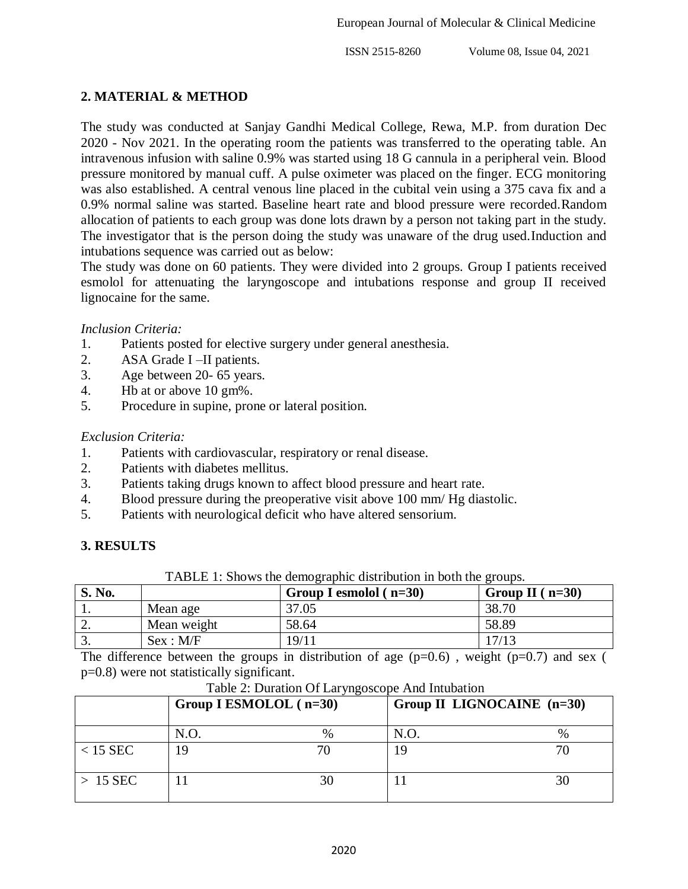## 2. MATERIAL & METHOD

The study was conducted at Sanjay Gandhi Medical College, Rewa, M.P. from duration Dec 2020 - Nov 2021. In the operating room the patients was transferred to the operating table. An intravenous infusion with saline 0.9% was started using 18 G cannula in a peripheral vein. Blood pressure monitored by manual cuff. A pulse oximeter was placed on the finger. ECG monitoring was also established. A central venous line placed in the cubital vein using a 375 cava fix and a 0.9% normal saline was started. Baseline heart rate and blood pressure were recorded.Random allocation of patients to each group was done lots drawn by a person not taking part in the study. The investigator that is the person doing the study was unaware of the drug used.Induction and intubations sequence was carried out as below:

The study was done on 60 patients. They were divided into 2 groups. Group I patients received esmolol for attenuating the laryngoscope and intubations response and group II received lignocaine for the same.

*Inclusion Criteria:*

1. Patients posted for elective surgery under general anesthesia.
2. ASA Grade I –II patients.
3. Age between 20- 65 years.
4. Hb at or above 10 gm%.
5. Procedure in supine, prone or lateral position.

*Exclusion Criteria:*

1. Patients with cardiovascular, respiratory or renal disease.
2. Patients with diabetes mellitus.
3. Patients taking drugs known to affect blood pressure and heart rate.
4. Blood pressure during the preoperative visit above 100 mm/ Hg diastolic.
5. Patients with neurological deficit who have altered sensorium.

## 3. RESULTS

TABLE 1: Shows the demographic distribution in both the groups.

| S. No. | | Group I esmolol ( n=30) | Group II ( n=30) |
|---|---|---|---|
| 1. | Mean age | 37.05 | 38.70 |
| 2. | Mean weight | 58.64 | 58.89 |
| 3. | Sex : M/F | 19/11 | 17/13 |

The difference between the groups in distribution of age (p=0.6) , weight (p=0.7) and sex ( p=0.8) were not statistically significant.

Table 2: Duration Of Laryngoscope And Intubation

| | Group I ESMOLOL ( n=30) | | Group II LIGNOCAINE (n=30) | |
|---|---|---|---|---|
| | N.O. | % | N.O. | % |
| < 15 SEC | 19 | 70 | 19 | 70 |
| > 15 SEC | 11 | 30 | 11 | 30 |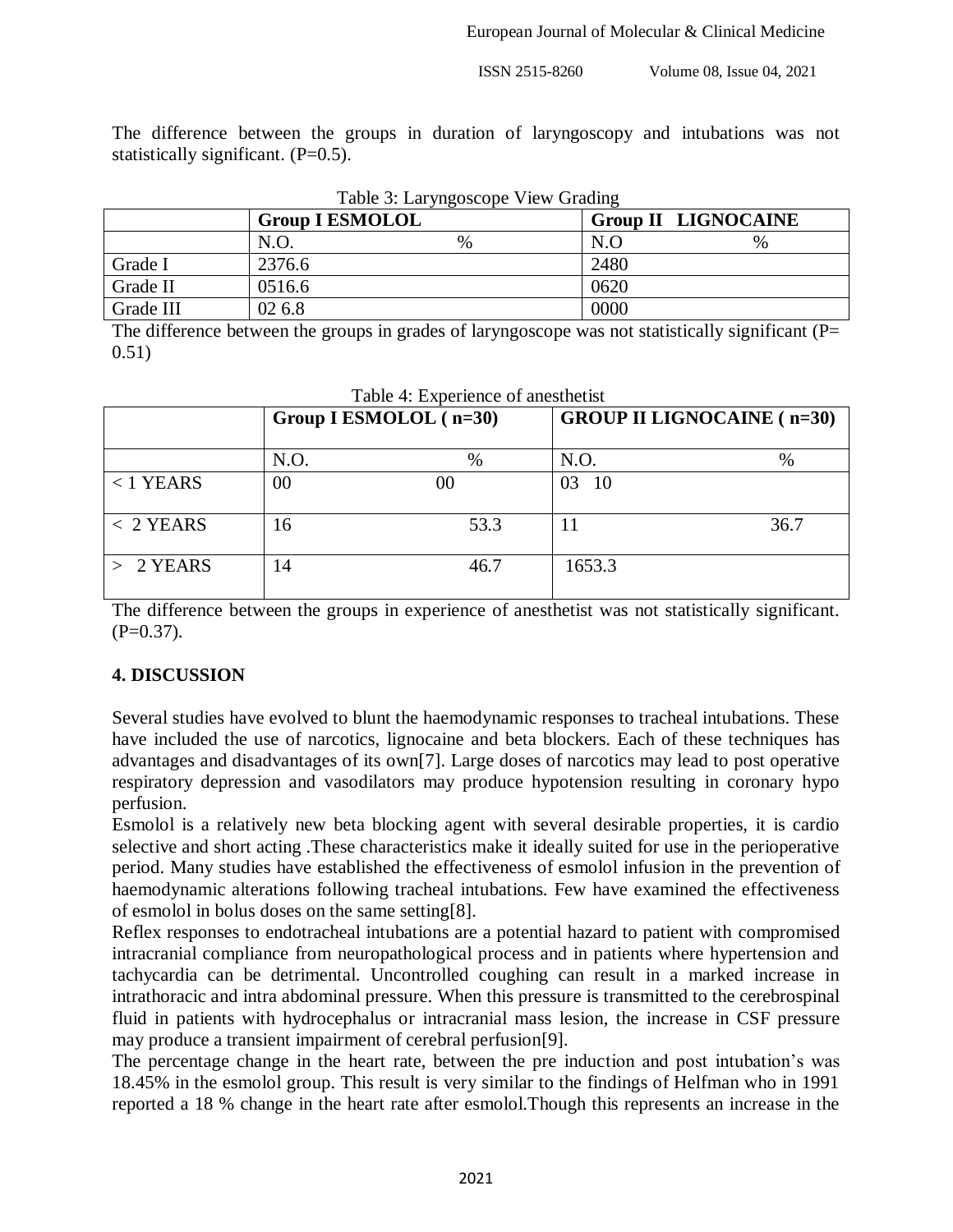The difference between the groups in duration of laryngoscopy and intubations was not statistically significant. (P=0.5).

Table 3: Laryngoscope View Grading

| | Group I ESMOLOL | | Group II LIGNOCAINE | |
|---|---|---|---|---|
| | N.O. | % | N.O | % |
| Grade I | 2376.6 | | 2480 | |
| Grade II | 0516.6 | | 0620 | |
| Grade III | 02 6.8 | | 0000 | |

The difference between the groups in grades of laryngoscope was not statistically significant (P= 0.51)

Table 4: Experience of anesthetist

| | Group I ESMOLOL ( n=30) | | GROUP II LIGNOCAINE ( n=30) | |
|---|---|---|---|---|
| | N.O. | % | N.O. | % |
| < 1 YEARS | 00 | 00 | 03 10 | |
| < 2 YEARS | 16 | 53.3 | 11 | 36.7 |
| > 2 YEARS | 14 | 46.7 | 1653.3 | |

The difference between the groups in experience of anesthetist was not statistically significant. (P=0.37).

## 4. DISCUSSION

Several studies have evolved to blunt the haemodynamic responses to tracheal intubations. These have included the use of narcotics, lignocaine and beta blockers. Each of these techniques has advantages and disadvantages of its own[7]. Large doses of narcotics may lead to post operative respiratory depression and vasodilators may produce hypotension resulting in coronary hypo perfusion.

Esmolol is a relatively new beta blocking agent with several desirable properties, it is cardio selective and short acting .These characteristics make it ideally suited for use in the perioperative period. Many studies have established the effectiveness of esmolol infusion in the prevention of haemodynamic alterations following tracheal intubations. Few have examined the effectiveness of esmolol in bolus doses on the same setting[8].

Reflex responses to endotracheal intubations are a potential hazard to patient with compromised intracranial compliance from neuropathological process and in patients where hypertension and tachycardia can be detrimental. Uncontrolled coughing can result in a marked increase in intrathoracic and intra abdominal pressure. When this pressure is transmitted to the cerebrospinal fluid in patients with hydrocephalus or intracranial mass lesion, the increase in CSF pressure may produce a transient impairment of cerebral perfusion[9].

The percentage change in the heart rate, between the pre induction and post intubation's was 18.45% in the esmolol group. This result is very similar to the findings of Helfman who in 1991 reported a 18 % change in the heart rate after esmolol.Though this represents an increase in the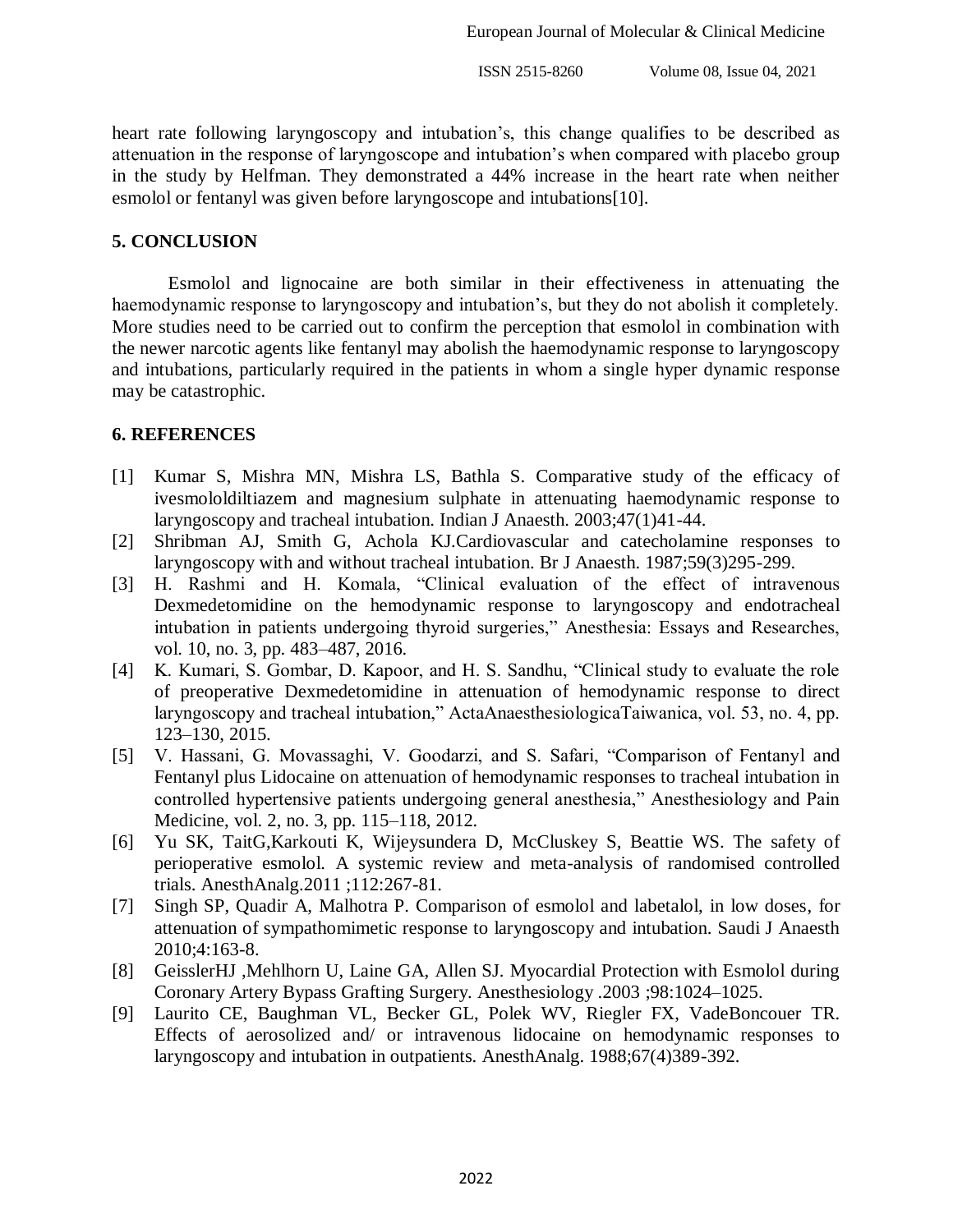heart rate following laryngoscopy and intubation's, this change qualifies to be described as attenuation in the response of laryngoscope and intubation's when compared with placebo group in the study by Helfman. They demonstrated a 44% increase in the heart rate when neither esmolol or fentanyl was given before laryngoscope and intubations[10].

## 5. CONCLUSION

Esmolol and lignocaine are both similar in their effectiveness in attenuating the haemodynamic response to laryngoscopy and intubation's, but they do not abolish it completely. More studies need to be carried out to confirm the perception that esmolol in combination with the newer narcotic agents like fentanyl may abolish the haemodynamic response to laryngoscopy and intubations, particularly required in the patients in whom a single hyper dynamic response may be catastrophic.

## 6. REFERENCES

[1] Kumar S, Mishra MN, Mishra LS, Bathla S. Comparative study of the efficacy of ivesmololdiltiazem and magnesium sulphate in attenuating haemodynamic response to laryngoscopy and tracheal intubation. Indian J Anaesth. 2003;47(1)41-44.

[2] Shribman AJ, Smith G, Achola KJ.Cardiovascular and catecholamine responses to laryngoscopy with and without tracheal intubation. Br J Anaesth. 1987;59(3)295-299.

[3] H. Rashmi and H. Komala, "Clinical evaluation of the effect of intravenous Dexmedetomidine on the hemodynamic response to laryngoscopy and endotracheal intubation in patients undergoing thyroid surgeries," Anesthesia: Essays and Researches, vol. 10, no. 3, pp. 483–487, 2016.

[4] K. Kumari, S. Gombar, D. Kapoor, and H. S. Sandhu, "Clinical study to evaluate the role of preoperative Dexmedetomidine in attenuation of hemodynamic response to direct laryngoscopy and tracheal intubation," ActaAnaesthesiologicaTaiwanica, vol. 53, no. 4, pp. 123–130, 2015.

[5] V. Hassani, G. Movassaghi, V. Goodarzi, and S. Safari, "Comparison of Fentanyl and Fentanyl plus Lidocaine on attenuation of hemodynamic responses to tracheal intubation in controlled hypertensive patients undergoing general anesthesia," Anesthesiology and Pain Medicine, vol. 2, no. 3, pp. 115–118, 2012.

[6] Yu SK, TaitG,Karkouti K, Wijeysundera D, McCluskey S, Beattie WS. The safety of perioperative esmolol. A systemic review and meta-analysis of randomised controlled trials. AnesthAnalg.2011 ;112:267-81.

[7] Singh SP, Quadir A, Malhotra P. Comparison of esmolol and labetalol, in low doses, for attenuation of sympathomimetic response to laryngoscopy and intubation. Saudi J Anaesth 2010;4:163-8.

[8] GeisslerHJ ,Mehlhorn U, Laine GA, Allen SJ. Myocardial Protection with Esmolol during Coronary Artery Bypass Grafting Surgery. Anesthesiology .2003 ;98:1024–1025.

[9] Laurito CE, Baughman VL, Becker GL, Polek WV, Riegler FX, VadeBoncouer TR. Effects of aerosolized and/ or intravenous lidocaine on hemodynamic responses to laryngoscopy and intubation in outpatients. AnesthAnalg. 1988;67(4)389-392.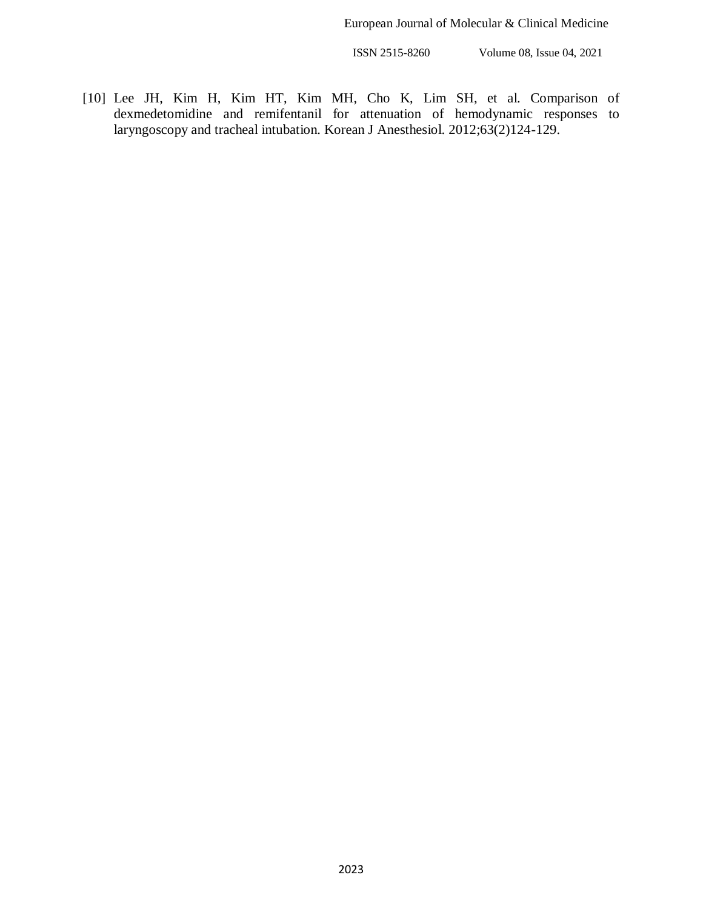[10] Lee JH, Kim H, Kim HT, Kim MH, Cho K, Lim SH, et al. Comparison of dexmedetomidine and remifentanil for attenuation of hemodynamic responses to laryngoscopy and tracheal intubation. Korean J Anesthesiol. 2012;63(2)124-129.